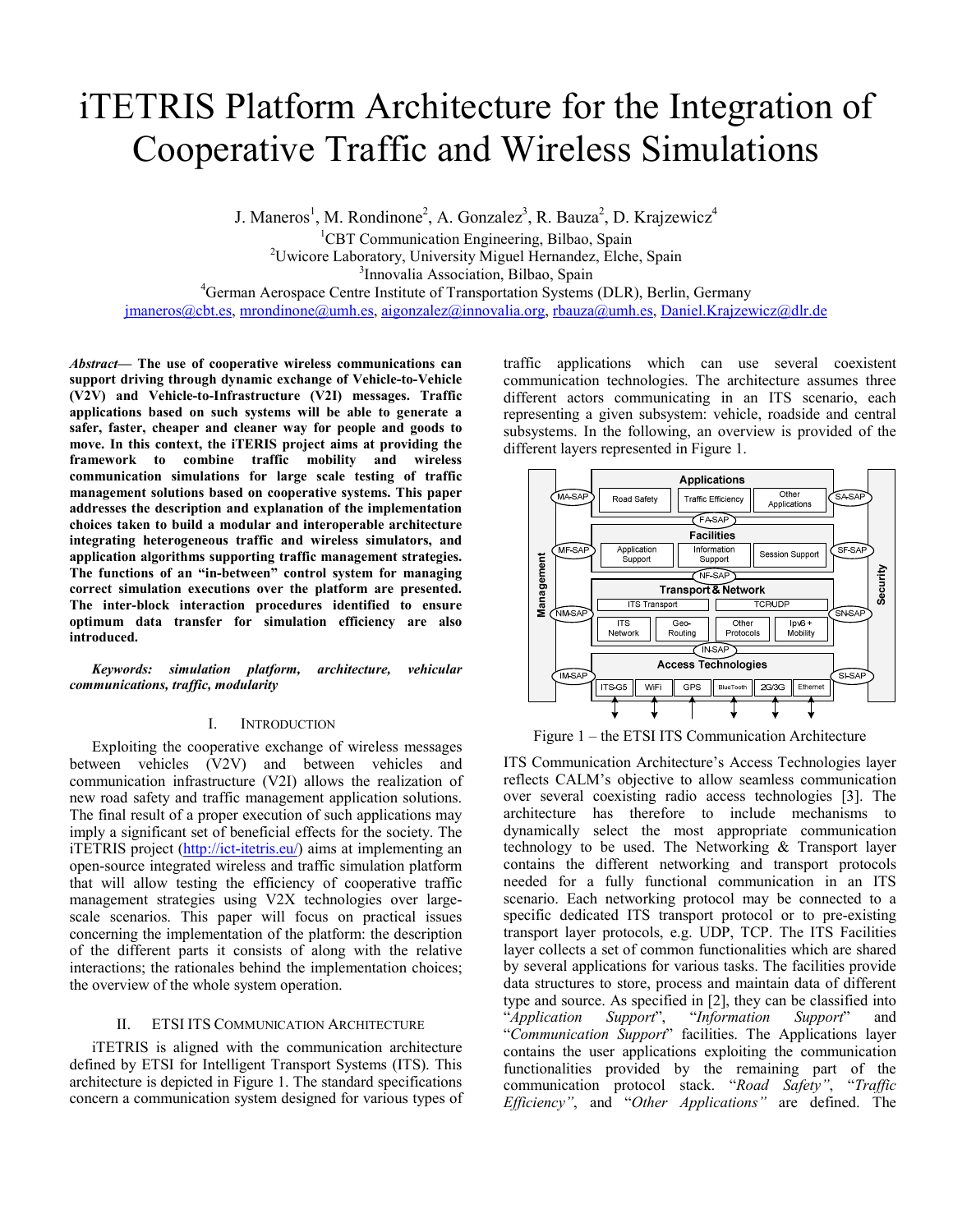# iTETRIS Platform Architecture for the Integration of Cooperative Traffic and Wireless Simulations

J. Maneros[1], M. Rondinone[2], A. Gonzalez[3], R. Bauza[2], D. Krajzewicz[4]

[1]CBT Communication Engineering, Bilbao, Spain
[2]Uwicore Laboratory, University Miguel Hernandez, Elche, Spain
[3]Innovalia Association, Bilbao, Spain
[4]German Aerospace Centre Institute of Transportation Systems (DLR), Berlin, Germany

jmaneros@cbt.es, mrondinone@umh.es, aigonzalez@innovalia.org, rbauza@umh.es, Daniel.Krajzewicz@dlr.de

***Abstract*— The use of cooperative wireless communications can support driving through dynamic exchange of Vehicle-to-Vehicle (V2V) and Vehicle-to-Infrastructure (V2I) messages. Traffic applications based on such systems will be able to generate a safer, faster, cheaper and cleaner way for people and goods to move. In this context, the iTERIS project aims at providing the framework to combine traffic mobility and wireless communication simulations for large scale testing of traffic management solutions based on cooperative systems. This paper addresses the description and explanation of the implementation choices taken to build a modular and interoperable architecture integrating heterogeneous traffic and wireless simulators, and application algorithms supporting traffic management strategies. The functions of an "in-between" control system for managing correct simulation executions over the platform are presented. The inter-block interaction procedures identified to ensure optimum data transfer for simulation efficiency are also introduced.**

*Keywords: simulation platform, architecture, vehicular communications, traffic, modularity*

## I. Introduction

Exploiting the cooperative exchange of wireless messages between vehicles (V2V) and between vehicles and communication infrastructure (V2I) allows the realization of new road safety and traffic management application solutions. The final result of a proper execution of such applications may imply a significant set of beneficial effects for the society. The iTETRIS project (http://ict-itetris.eu/) aims at implementing an open-source integrated wireless and traffic simulation platform that will allow testing the efficiency of cooperative traffic management strategies using V2X technologies over large-scale scenarios. This paper will focus on practical issues concerning the implementation of the platform: the description of the different parts it consists of along with the relative interactions; the rationales behind the implementation choices; the overview of the whole system operation.

## II. ETSI ITS Communication Architecture

iTETRIS is aligned with the communication architecture defined by ETSI for Intelligent Transport Systems (ITS). This architecture is depicted in Figure 1. The standard specifications concern a communication system designed for various types of traffic applications which can use several coexistent communication technologies. The architecture assumes three different actors communicating in an ITS scenario, each representing a given subsystem: vehicle, roadside and central subsystems. In the following, an overview is provided of the different layers represented in Figure 1.

Figure 1 – the ETSI ITS Communication Architecture

ITS Communication Architecture's Access Technologies layer reflects CALM's objective to allow seamless communication over several coexisting radio access technologies [3]. The architecture has therefore to include mechanisms to dynamically select the most appropriate communication technology to be used. The Networking & Transport layer contains the different networking and transport protocols needed for a fully functional communication in an ITS scenario. Each networking protocol may be connected to a specific dedicated ITS transport protocol or to pre-existing transport layer protocols, e.g. UDP, TCP. The ITS Facilities layer collects a set of common functionalities which are shared by several applications for various tasks. The facilities provide data structures to store, process and maintain data of different type and source. As specified in [2], they can be classified into "*Application Support*", "*Information Support*" and "*Communication Support*" facilities. The Applications layer contains the user applications exploiting the communication functionalities provided by the remaining part of the communication protocol stack. "*Road Safety"*, "*Traffic Efficiency"*, and "*Other Applications"* are defined. The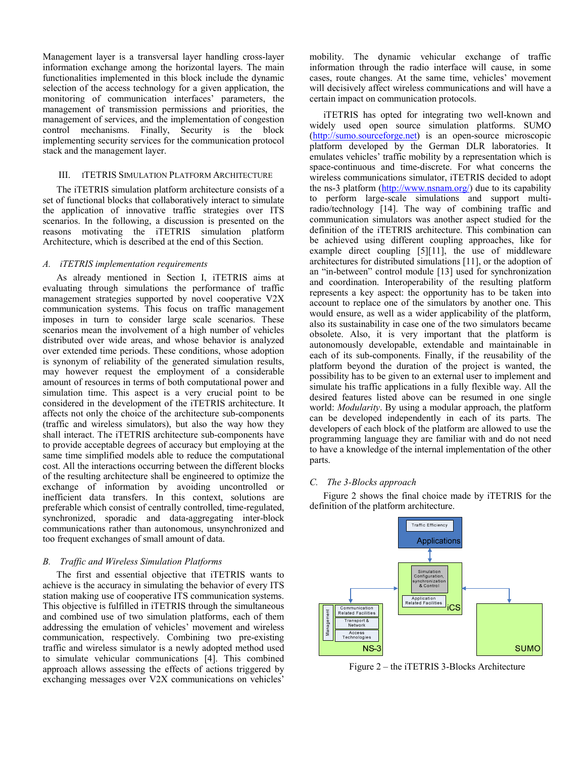Management layer is a transversal layer handling cross-layer information exchange among the horizontal layers. The main functionalities implemented in this block include the dynamic selection of the access technology for a given application, the monitoring of communication interfaces' parameters, the management of transmission permissions and priorities, the management of services, and the implementation of congestion control mechanisms. Finally, Security is the block implementing security services for the communication protocol stack and the management layer.

## III. iTETRIS Simulation Platform Architecture

The iTETRIS simulation platform architecture consists of a set of functional blocks that collaboratively interact to simulate the application of innovative traffic strategies over ITS scenarios. In the following, a discussion is presented on the reasons motivating the iTETRIS simulation platform Architecture, which is described at the end of this Section.

### *A. iTETRIS implementation requirements*

As already mentioned in Section I, iTETRIS aims at evaluating through simulations the performance of traffic management strategies supported by novel cooperative V2X communication systems. This focus on traffic management imposes in turn to consider large scale scenarios. These scenarios mean the involvement of a high number of vehicles distributed over wide areas, and whose behavior is analyzed over extended time periods. These conditions, whose adoption is synonym of reliability of the generated simulation results, may however request the employment of a considerable amount of resources in terms of both computational power and simulation time. This aspect is a very crucial point to be considered in the development of the iTETRIS architecture. It affects not only the choice of the architecture sub-components (traffic and wireless simulators), but also the way how they shall interact. The iTETRIS architecture sub-components have to provide acceptable degrees of accuracy but employing at the same time simplified models able to reduce the computational cost. All the interactions occurring between the different blocks of the resulting architecture shall be engineered to optimize the exchange of information by avoiding uncontrolled or inefficient data transfers. In this context, solutions are preferable which consist of centrally controlled, time-regulated, synchronized, sporadic and data-aggregating inter-block communications rather than autonomous, unsynchronized and too frequent exchanges of small amount of data.

### *B. Traffic and Wireless Simulation Platforms*

The first and essential objective that iTETRIS wants to achieve is the accuracy in simulating the behavior of every ITS station making use of cooperative ITS communication systems. This objective is fulfilled in iTETRIS through the simultaneous and combined use of two simulation platforms, each of them addressing the emulation of vehicles' movement and wireless communication, respectively. Combining two pre-existing traffic and wireless simulator is a newly adopted method used to simulate vehicular communications [4]. This combined approach allows assessing the effects of actions triggered by exchanging messages over V2X communications on vehicles' mobility. The dynamic vehicular exchange of traffic information through the radio interface will cause, in some cases, route changes. At the same time, vehicles' movement will decisively affect wireless communications and will have a certain impact on communication protocols.

iTETRIS has opted for integrating two well-known and widely used open source simulation platforms. SUMO (http://sumo.sourceforge.net) is an open-source microscopic platform developed by the German DLR laboratories. It emulates vehicles' traffic mobility by a representation which is space-continuous and time-discrete. For what concerns the wireless communications simulator, iTETRIS decided to adopt the ns-3 platform (http://www.nsnam.org/) due to its capability to perform large-scale simulations and support multi-radio/technology [14]. The way of combining traffic and communication simulators was another aspect studied for the definition of the iTETRIS architecture. This combination can be achieved using different coupling approaches, like for example direct coupling [5][11], the use of middleware architectures for distributed simulations [11], or the adoption of an "in-between" control module [13] used for synchronization and coordination. Interoperability of the resulting platform represents a key aspect: the opportunity has to be taken into account to replace one of the simulators by another one. This would ensure, as well as a wider applicability of the platform, also its sustainability in case one of the two simulators became obsolete. Also, it is very important that the platform is autonomously developable, extendable and maintainable in each of its sub-components. Finally, if the reusability of the platform beyond the duration of the project is wanted, the possibility has to be given to an external user to implement and simulate his traffic applications in a fully flexible way. All the desired features listed above can be resumed in one single world: *Modularity*. By using a modular approach, the platform can be developed independently in each of its parts. The developers of each block of the platform are allowed to use the programming language they are familiar with and do not need to have a knowledge of the internal implementation of the other parts.

### *C. The 3-Blocks approach*

Figure 2 shows the final choice made by iTETRIS for the definition of the platform architecture.

Figure 2 – the iTETRIS 3-Blocks Architecture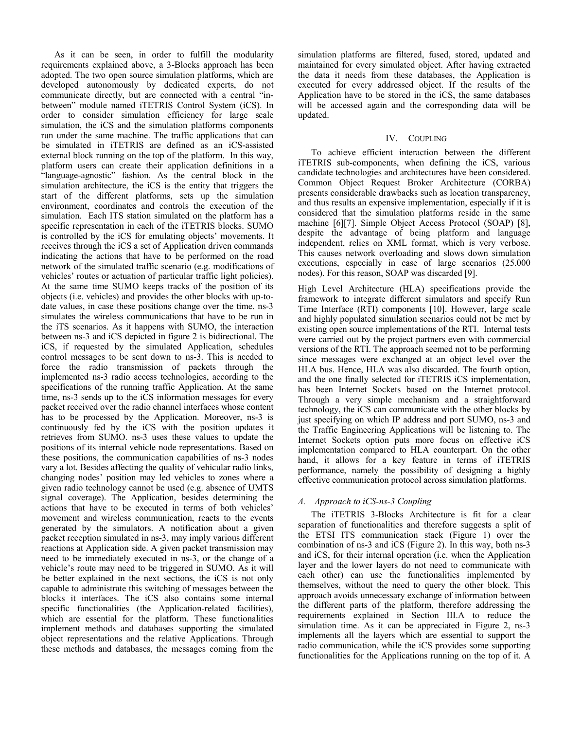As it can be seen, in order to fulfill the modularity requirements explained above, a 3-Blocks approach has been adopted. The two open source simulation platforms, which are developed autonomously by dedicated experts, do not communicate directly, but are connected with a central "in-between" module named iTETRIS Control System (iCS). In order to consider simulation efficiency for large scale simulation, the iCS and the simulation platforms components run under the same machine. The traffic applications that can be simulated in iTETRIS are defined as an iCS-assisted external block running on the top of the platform. In this way, platform users can create their application definitions in a "language-agnostic" fashion. As the central block in the simulation architecture, the iCS is the entity that triggers the start of the different platforms, sets up the simulation environment, coordinates and controls the execution of the simulation. Each ITS station simulated on the platform has a specific representation in each of the iTETRIS blocks. SUMO is controlled by the iCS for emulating objects' movements. It receives through the iCS a set of Application driven commands indicating the actions that have to be performed on the road network of the simulated traffic scenario (e.g. modifications of vehicles' routes or actuation of particular traffic light policies). At the same time SUMO keeps tracks of the position of its objects (i.e. vehicles) and provides the other blocks with up-to-date values, in case these positions change over the time. ns-3 simulates the wireless communications that have to be run in the iTS scenarios. As it happens with SUMO, the interaction between ns-3 and iCS depicted in figure 2 is bidirectional. The iCS, if requested by the simulated Application, schedules control messages to be sent down to ns-3. This is needed to force the radio transmission of packets through the implemented ns-3 radio access technologies, according to the specifications of the running traffic Application. At the same time, ns-3 sends up to the iCS information messages for every packet received over the radio channel interfaces whose content has to be processed by the Application. Moreover, ns-3 is continuously fed by the iCS with the position updates it retrieves from SUMO. ns-3 uses these values to update the positions of its internal vehicle node representations. Based on these positions, the communication capabilities of ns-3 nodes vary a lot. Besides affecting the quality of vehicular radio links, changing nodes' position may led vehicles to zones where a given radio technology cannot be used (e.g. absence of UMTS signal coverage). The Application, besides determining the actions that have to be executed in terms of both vehicles' movement and wireless communication, reacts to the events generated by the simulators. A notification about a given packet reception simulated in ns-3, may imply various different reactions at Application side. A given packet transmission may need to be immediately executed in ns-3, or the change of a vehicle's route may need to be triggered in SUMO. As it will be better explained in the next sections, the iCS is not only capable to administrate this switching of messages between the blocks it interfaces. The iCS also contains some internal specific functionalities (the Application-related facilities), which are essential for the platform. These functionalities implement methods and databases supporting the simulated object representations and the relative Applications. Through these methods and databases, the messages coming from the simulation platforms are filtered, fused, stored, updated and maintained for every simulated object. After having extracted the data it needs from these databases, the Application is executed for every addressed object. If the results of the Application have to be stored in the iCS, the same databases will be accessed again and the corresponding data will be updated.

## IV. COUPLING

To achieve efficient interaction between the different iTETRIS sub-components, when defining the iCS, various candidate technologies and architectures have been considered. Common Object Request Broker Architecture (CORBA) presents considerable drawbacks such as location transparency, and thus results an expensive implementation, especially if it is considered that the simulation platforms reside in the same machine [6][7]. Simple Object Access Protocol (SOAP) [8], despite the advantage of being platform and language independent, relies on XML format, which is very verbose. This causes network overloading and slows down simulation executions, especially in case of large scenarios (25.000 nodes). For this reason, SOAP was discarded [9].

High Level Architecture (HLA) specifications provide the framework to integrate different simulators and specify Run Time Interface (RTI) components [10]. However, large scale and highly populated simulation scenarios could not be met by existing open source implementations of the RTI. Internal tests were carried out by the project partners even with commercial versions of the RTI. The approach seemed not to be performing since messages were exchanged at an object level over the HLA bus. Hence, HLA was also discarded. The fourth option, and the one finally selected for iTETRIS iCS implementation, has been Internet Sockets based on the Internet protocol. Through a very simple mechanism and a straightforward technology, the iCS can communicate with the other blocks by just specifying on which IP address and port SUMO, ns-3 and the Traffic Engineering Applications will be listening to. The Internet Sockets option puts more focus on effective iCS implementation compared to HLA counterpart. On the other hand, it allows for a key feature in terms of iTETRIS performance, namely the possibility of designing a highly effective communication protocol across simulation platforms.

### *A. Approach to iCS-ns-3 Coupling*

The iTETRIS 3-Blocks Architecture is fit for a clear separation of functionalities and therefore suggests a split of the ETSI ITS communication stack (Figure 1) over the combination of ns-3 and iCS (Figure 2). In this way, both ns-3 and iCS, for their internal operation (i.e. when the Application layer and the lower layers do not need to communicate with each other) can use the functionalities implemented by themselves, without the need to query the other block. This approach avoids unnecessary exchange of information between the different parts of the platform, therefore addressing the requirements explained in Section III.A to reduce the simulation time. As it can be appreciated in Figure 2, ns-3 implements all the layers which are essential to support the radio communication, while the iCS provides some supporting functionalities for the Applications running on the top of it. A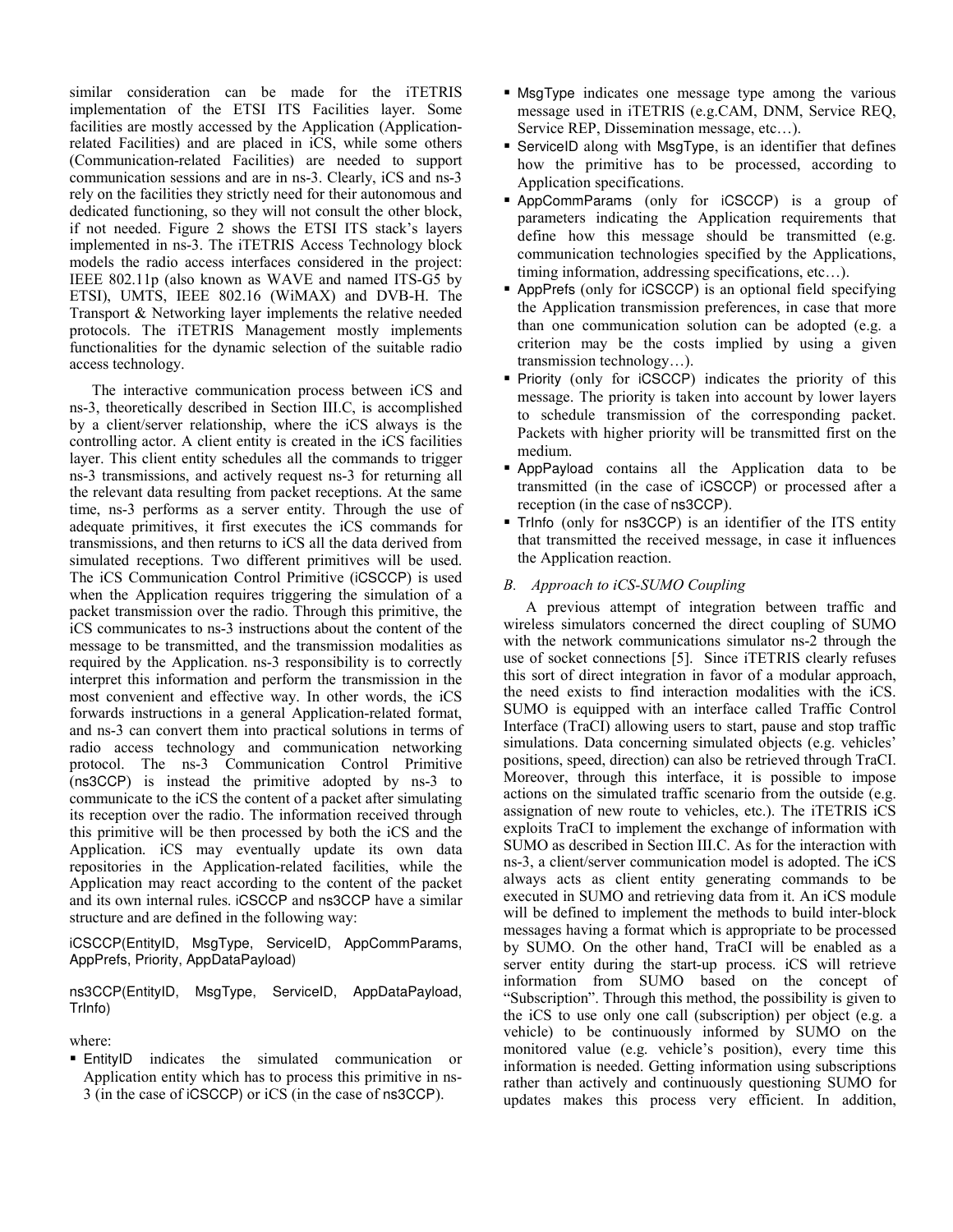similar consideration can be made for the iTETRIS implementation of the ETSI ITS Facilities layer. Some facilities are mostly accessed by the Application (Application-related Facilities) and are placed in iCS, while some others (Communication-related Facilities) are needed to support communication sessions and are in ns-3. Clearly, iCS and ns-3 rely on the facilities they strictly need for their autonomous and dedicated functioning, so they will not consult the other block, if not needed. Figure 2 shows the ETSI ITS stack's layers implemented in ns-3. The iTETRIS Access Technology block models the radio access interfaces considered in the project: IEEE 802.11p (also known as WAVE and named ITS-G5 by ETSI), UMTS, IEEE 802.16 (WiMAX) and DVB-H. The Transport & Networking layer implements the relative needed protocols. The iTETRIS Management mostly implements functionalities for the dynamic selection of the suitable radio access technology.

The interactive communication process between iCS and ns-3, theoretically described in Section III.C, is accomplished by a client/server relationship, where the iCS always is the controlling actor. A client entity is created in the iCS facilities layer. This client entity schedules all the commands to trigger ns-3 transmissions, and actively request ns-3 for returning all the relevant data resulting from packet receptions. At the same time, ns-3 performs as a server entity. Through the use of adequate primitives, it first executes the iCS commands for transmissions, and then returns to iCS all the data derived from simulated receptions. Two different primitives will be used. The iCS Communication Control Primitive (iCSCCP) is used when the Application requires triggering the simulation of a packet transmission over the radio. Through this primitive, the iCS communicates to ns-3 instructions about the content of the message to be transmitted, and the transmission modalities as required by the Application. ns-3 responsibility is to correctly interpret this information and perform the transmission in the most convenient and effective way. In other words, the iCS forwards instructions in a general Application-related format, and ns-3 can convert them into practical solutions in terms of radio access technology and communication networking protocol. The ns-3 Communication Control Primitive (ns3CCP) is instead the primitive adopted by ns-3 to communicate to the iCS the content of a packet after simulating its reception over the radio. The information received through this primitive will be then processed by both the iCS and the Application. iCS may eventually update its own data repositories in the Application-related facilities, while the Application may react according to the content of the packet and its own internal rules. iCSCCP and ns3CCP have a similar structure and are defined in the following way:

iCSCCP(EntityID, MsgType, ServiceID, AppCommParams, AppPrefs, Priority, AppDataPayload)

ns3CCP(EntityID, MsgType, ServiceID, AppDataPayload, TrInfo)

where:

- EntityID indicates the simulated communication or Application entity which has to process this primitive in ns-3 (in the case of iCSCCP) or iCS (in the case of ns3CCP).
- MsgType indicates one message type among the various message used in iTETRIS (e.g.CAM, DNM, Service REQ, Service REP, Dissemination message, etc…).
- ServiceID along with MsgType, is an identifier that defines how the primitive has to be processed, according to Application specifications.
- AppCommParams (only for iCSCCP) is a group of parameters indicating the Application requirements that define how this message should be transmitted (e.g. communication technologies specified by the Applications, timing information, addressing specifications, etc…).
- AppPrefs (only for iCSCCP) is an optional field specifying the Application transmission preferences, in case that more than one communication solution can be adopted (e.g. a criterion may be the costs implied by using a given transmission technology…).
- Priority (only for iCSCCP) indicates the priority of this message. The priority is taken into account by lower layers to schedule transmission of the corresponding packet. Packets with higher priority will be transmitted first on the medium.
- AppPayload contains all the Application data to be transmitted (in the case of iCSCCP) or processed after a reception (in the case of ns3CCP).
- TrInfo (only for ns3CCP) is an identifier of the ITS entity that transmitted the received message, in case it influences the Application reaction.

### *B. Approach to iCS-SUMO Coupling*

A previous attempt of integration between traffic and wireless simulators concerned the direct coupling of SUMO with the network communications simulator ns-2 through the use of socket connections [5]. Since iTETRIS clearly refuses this sort of direct integration in favor of a modular approach, the need exists to find interaction modalities with the iCS. SUMO is equipped with an interface called Traffic Control Interface (TraCI) allowing users to start, pause and stop traffic simulations. Data concerning simulated objects (e.g. vehicles' positions, speed, direction) can also be retrieved through TraCI. Moreover, through this interface, it is possible to impose actions on the simulated traffic scenario from the outside (e.g. assignation of new route to vehicles, etc.). The iTETRIS iCS exploits TraCI to implement the exchange of information with SUMO as described in Section III.C. As for the interaction with ns-3, a client/server communication model is adopted. The iCS always acts as client entity generating commands to be executed in SUMO and retrieving data from it. An iCS module will be defined to implement the methods to build inter-block messages having a format which is appropriate to be processed by SUMO. On the other hand, TraCI will be enabled as a server entity during the start-up process. iCS will retrieve information from SUMO based on the concept of "Subscription". Through this method, the possibility is given to the iCS to use only one call (subscription) per object (e.g. a vehicle) to be continuously informed by SUMO on the monitored value (e.g. vehicle's position), every time this information is needed. Getting information using subscriptions rather than actively and continuously questioning SUMO for updates makes this process very efficient. In addition,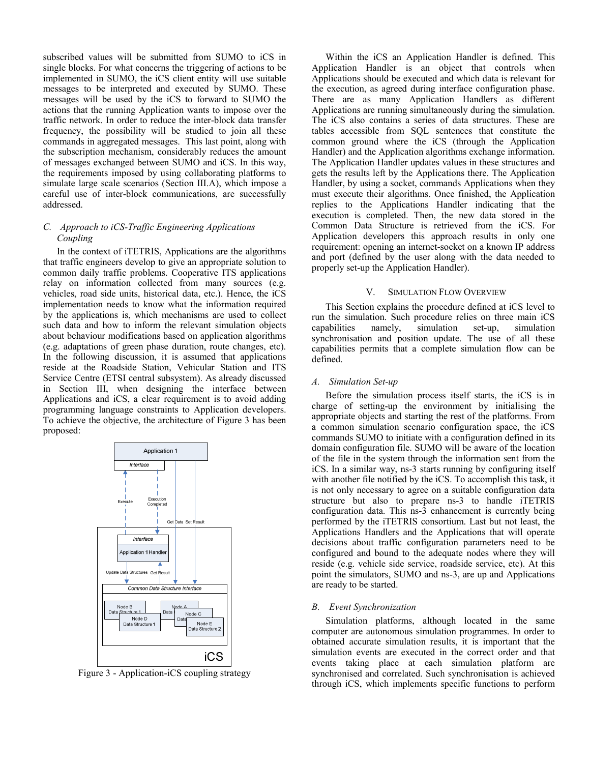subscribed values will be submitted from SUMO to iCS in single blocks. For what concerns the triggering of actions to be implemented in SUMO, the iCS client entity will use suitable messages to be interpreted and executed by SUMO. These messages will be used by the iCS to forward to SUMO the actions that the running Application wants to impose over the traffic network. In order to reduce the inter-block data transfer frequency, the possibility will be studied to join all these commands in aggregated messages. This last point, along with the subscription mechanism, considerably reduces the amount of messages exchanged between SUMO and iCS. In this way, the requirements imposed by using collaborating platforms to simulate large scale scenarios (Section III.A), which impose a careful use of inter-block communications, are successfully addressed.

### *C. Approach to iCS-Traffic Engineering Applications Coupling*

In the context of iTETRIS, Applications are the algorithms that traffic engineers develop to give an appropriate solution to common daily traffic problems. Cooperative ITS applications relay on information collected from many sources (e.g. vehicles, road side units, historical data, etc.). Hence, the iCS implementation needs to know what the information required by the applications is, which mechanisms are used to collect such data and how to inform the relevant simulation objects about behaviour modifications based on application algorithms (e.g. adaptations of green phase duration, route changes, etc). In the following discussion, it is assumed that applications reside at the Roadside Station, Vehicular Station and ITS Service Centre (ETSI central subsystem). As already discussed in Section III, when designing the interface between Applications and iCS, a clear requirement is to avoid adding programming language constraints to Application developers. To achieve the objective, the architecture of Figure 3 has been proposed:

Figure 3 - Application-iCS coupling strategy

Within the iCS an Application Handler is defined. This Application Handler is an object that controls when Applications should be executed and which data is relevant for the execution, as agreed during interface configuration phase. There are as many Application Handlers as different Applications are running simultaneously during the simulation. The iCS also contains a series of data structures. These are tables accessible from SQL sentences that constitute the common ground where the iCS (through the Application Handler) and the Application algorithms exchange information. The Application Handler updates values in these structures and gets the results left by the Applications there. The Application Handler, by using a socket, commands Applications when they must execute their algorithms. Once finished, the Application replies to the Applications Handler indicating that the execution is completed. Then, the new data stored in the Common Data Structure is retrieved from the iCS. For Application developers this approach results in only one requirement: opening an internet-socket on a known IP address and port (defined by the user along with the data needed to properly set-up the Application Handler).

## V. Simulation Flow Overview

This Section explains the procedure defined at iCS level to run the simulation. Such procedure relies on three main iCS capabilities namely, simulation set-up, simulation synchronisation and position update. The use of all these capabilities permits that a complete simulation flow can be defined.

### *A. Simulation Set-up*

Before the simulation process itself starts, the iCS is in charge of setting-up the environment by initialising the appropriate objects and starting the rest of the platforms. From a common simulation scenario configuration space, the iCS commands SUMO to initiate with a configuration defined in its domain configuration file. SUMO will be aware of the location of the file in the system through the information sent from the iCS. In a similar way, ns-3 starts running by configuring itself with another file notified by the iCS. To accomplish this task, it is not only necessary to agree on a suitable configuration data structure but also to prepare ns-3 to handle iTETRIS configuration data. This ns-3 enhancement is currently being performed by the iTETRIS consortium. Last but not least, the Applications Handlers and the Applications that will operate decisions about traffic configuration parameters need to be configured and bound to the adequate nodes where they will reside (e.g. vehicle side service, roadside service, etc). At this point the simulators, SUMO and ns-3, are up and Applications are ready to be started.

### *B. Event Synchronization*

Simulation platforms, although located in the same computer are autonomous simulation programmes. In order to obtained accurate simulation results, it is important that the simulation events are executed in the correct order and that events taking place at each simulation platform are synchronised and correlated. Such synchronisation is achieved through iCS, which implements specific functions to perform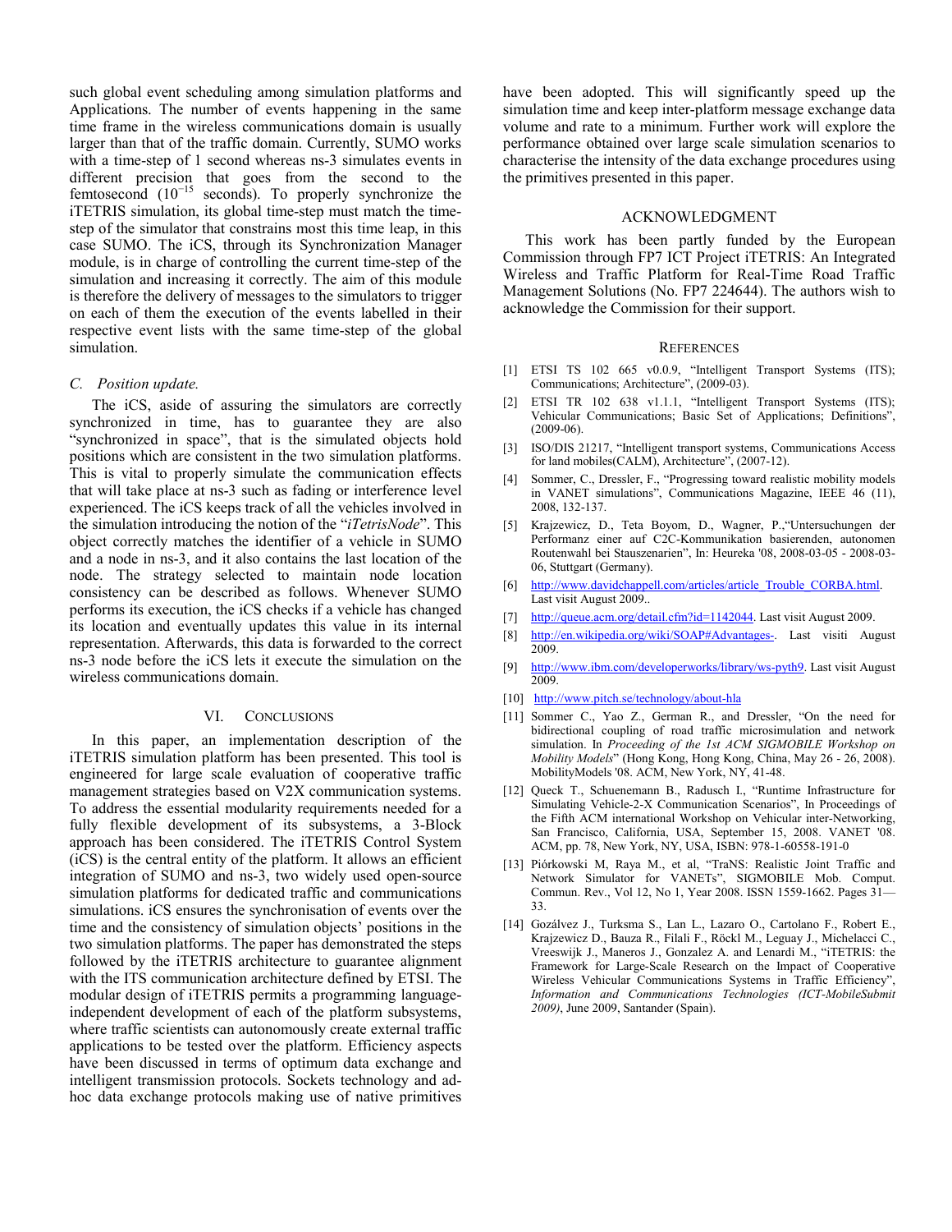such global event scheduling among simulation platforms and Applications. The number of events happening in the same time frame in the wireless communications domain is usually larger than that of the traffic domain. Currently, SUMO works with a time-step of 1 second whereas ns-3 simulates events in different precision that goes from the second to the femtosecond ($10^{-15}$ seconds). To properly synchronize the iTETRIS simulation, its global time-step must match the time-step of the simulator that constrains most this time leap, in this case SUMO. The iCS, through its Synchronization Manager module, is in charge of controlling the current time-step of the simulation and increasing it correctly. The aim of this module is therefore the delivery of messages to the simulators to trigger on each of them the execution of the events labelled in their respective event lists with the same time-step of the global simulation.

### C. Position update.

The iCS, aside of assuring the simulators are correctly synchronized in time, has to guarantee they are also "synchronized in space", that is the simulated objects hold positions which are consistent in the two simulation platforms. This is vital to properly simulate the communication effects that will take place at ns-3 such as fading or interference level experienced. The iCS keeps track of all the vehicles involved in the simulation introducing the notion of the "*iTetrisNode*". This object correctly matches the identifier of a vehicle in SUMO and a node in ns-3, and it also contains the last location of the node. The strategy selected to maintain node location consistency can be described as follows. Whenever SUMO performs its execution, the iCS checks if a vehicle has changed its location and eventually updates this value in its internal representation. Afterwards, this data is forwarded to the correct ns-3 node before the iCS lets it execute the simulation on the wireless communications domain.

## VI. Conclusions

In this paper, an implementation description of the iTETRIS simulation platform has been presented. This tool is engineered for large scale evaluation of cooperative traffic management strategies based on V2X communication systems. To address the essential modularity requirements needed for a fully flexible development of its subsystems, a 3-Block approach has been considered. The iTETRIS Control System (iCS) is the central entity of the platform. It allows an efficient integration of SUMO and ns-3, two widely used open-source simulation platforms for dedicated traffic and communications simulations. iCS ensures the synchronisation of events over the time and the consistency of simulation objects' positions in the two simulation platforms. The paper has demonstrated the steps followed by the iTETRIS architecture to guarantee alignment with the ITS communication architecture defined by ETSI. The modular design of iTETRIS permits a programming language-independent development of each of the platform subsystems, where traffic scientists can autonomously create external traffic applications to be tested over the platform. Efficiency aspects have been discussed in terms of optimum data exchange and intelligent transmission protocols. Sockets technology and ad-hoc data exchange protocols making use of native primitives have been adopted. This will significantly speed up the simulation time and keep inter-platform message exchange data volume and rate to a minimum. Further work will explore the performance obtained over large scale simulation scenarios to characterise the intensity of the data exchange procedures using the primitives presented in this paper.

## Acknowledgment

This work has been partly funded by the European Commission through FP7 ICT Project iTETRIS: An Integrated Wireless and Traffic Platform for Real-Time Road Traffic Management Solutions (No. FP7 224644). The authors wish to acknowledge the Commission for their support.

## References

[1] ETSI TS 102 665 v0.0.9, "Intelligent Transport Systems (ITS); Communications; Architecture", (2009-03).

[2] ETSI TR 102 638 v1.1.1, "Intelligent Transport Systems (ITS); Vehicular Communications; Basic Set of Applications; Definitions", (2009-06).

[3] ISO/DIS 21217, "Intelligent transport systems, Communications Access for land mobiles(CALM), Architecture", (2007-12).

[4] Sommer, C., Dressler, F., "Progressing toward realistic mobility models in VANET simulations", Communications Magazine, IEEE 46 (11), 2008, 132-137.

[5] Krajzewicz, D., Teta Boyom, D., Wagner, P.,"Untersuchungen der Performanz einer auf C2C-Kommunikation basierenden, autonomen Routenwahl bei Stauszenarien", In: Heureka '08, 2008-03-05 - 2008-03-06, Stuttgart (Germany).

[6] http://www.davidchappell.com/articles/article_Trouble_CORBA.html. Last visit August 2009..

[7] http://queue.acm.org/detail.cfm?id=1142044. Last visit August 2009.

[8] http://en.wikipedia.org/wiki/SOAP#Advantages-. Last visiti August 2009.

[9] http://www.ibm.com/developerworks/library/ws-pyth9. Last visit August 2009.

[10] http://www.pitch.se/technology/about-hla

[11] Sommer C., Yao Z., German R., and Dressler, "On the need for bidirectional coupling of road traffic microsimulation and network simulation. In *Proceeding of the 1st ACM SIGMOBILE Workshop on Mobility Models*" (Hong Kong, Hong Kong, China, May 26 - 26, 2008). MobilityModels '08. ACM, New York, NY, 41-48.

[12] Queck T., Schuenemann B., Radusch I., "Runtime Infrastructure for Simulating Vehicle-2-X Communication Scenarios", In Proceedings of the Fifth ACM international Workshop on Vehicular inter-Networking, San Francisco, California, USA, September 15, 2008. VANET '08. ACM, pp. 78, New York, NY, USA, ISBN: 978-1-60558-191-0

[13] Piórkowski M, Raya M., et al, "TraNS: Realistic Joint Traffic and Network Simulator for VANETs", SIGMOBILE Mob. Comput. Commun. Rev., Vol 12, No 1, Year 2008. ISSN 1559-1662. Pages 31—33.

[14] Gozálvez J., Turksma S., Lan L., Lazaro O., Cartolano F., Robert E., Krajzewicz D., Bauza R., Filali F., Röckl M., Leguay J., Michelacci C., Vreeswijk J., Maneros J., Gonzalez A. and Lenardi M., "iTETRIS: the Framework for Large-Scale Research on the Impact of Cooperative Wireless Vehicular Communications Systems in Traffic Efficiency", *Information and Communications Technologies (ICT-MobileSubmit 2009)*, June 2009, Santander (Spain).